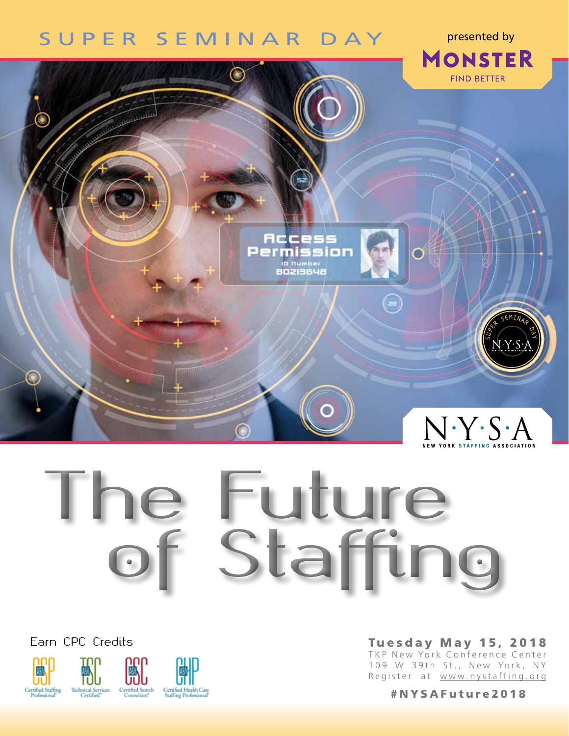SUPER SEMINAR DAY

presented by

MONSTER

FIND BETTER

N·Y·S·A

NEW YORK STAFFING ASSOCIATION

# The Future of Staffing

Earn CPC Credits

Certified Staffing Professional | Technical Services Certified | Certified Search Consultant | Certified Health Care Staffing Professional

**Tuesday May 15, 2018**

TKP New York Conference Center

109 W 39th St., New York, NY

Register at www.nystaffing.org

**#NYSAFuture2018**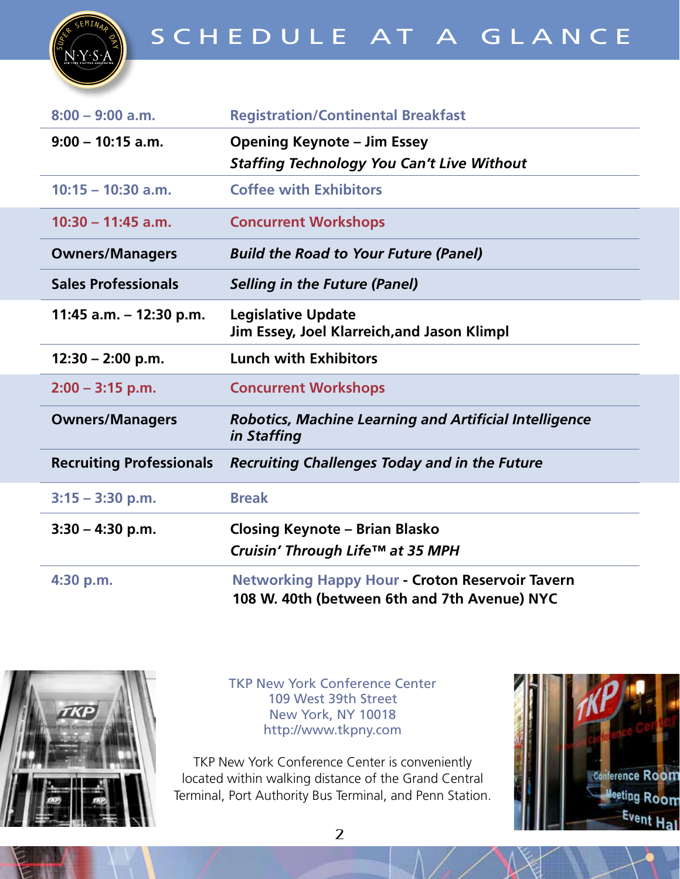# SCHEDULE AT A GLANCE

| Time | Session |
|---|---|
| 8:00 – 9:00 a.m. | Registration/Continental Breakfast |
| 9:00 – 10:15 a.m. | **Opening Keynote – Jim Essey**<br>***Staffing Technology You Can't Live Without*** |
| 10:15 – 10:30 a.m. | Coffee with Exhibitors |
| 10:30 – 11:45 a.m. | Concurrent Workshops |
| **Owners/Managers** | ***Build the Road to Your Future (Panel)*** |
| **Sales Professionals** | ***Selling in the Future (Panel)*** |
| 11:45 a.m. – 12:30 p.m. | **Legislative Update**<br>**Jim Essey, Joel Klarreich,and Jason Klimpl** |
| 12:30 – 2:00 p.m. | **Lunch with Exhibitors** |
| 2:00 – 3:15 p.m. | Concurrent Workshops |
| **Owners/Managers** | ***Robotics, Machine Learning and Artificial Intelligence in Staffing*** |
| **Recruiting Professionals** | ***Recruiting Challenges Today and in the Future*** |
| 3:15 – 3:30 p.m. | Break |
| 3:30 – 4:30 p.m. | **Closing Keynote – Brian Blasko**<br>***Cruisin' Through Life™ at 35 MPH*** |
| 4:30 p.m. | Networking Happy Hour - **Croton Reservoir Tavern**<br>**108 W. 40th (between 6th and 7th Avenue) NYC** |

TKP New York Conference Center
109 West 39th Street
New York, NY 10018
http://www.tkpny.com

TKP New York Conference Center is conveniently located within walking distance of the Grand Central Terminal, Port Authority Bus Terminal, and Penn Station.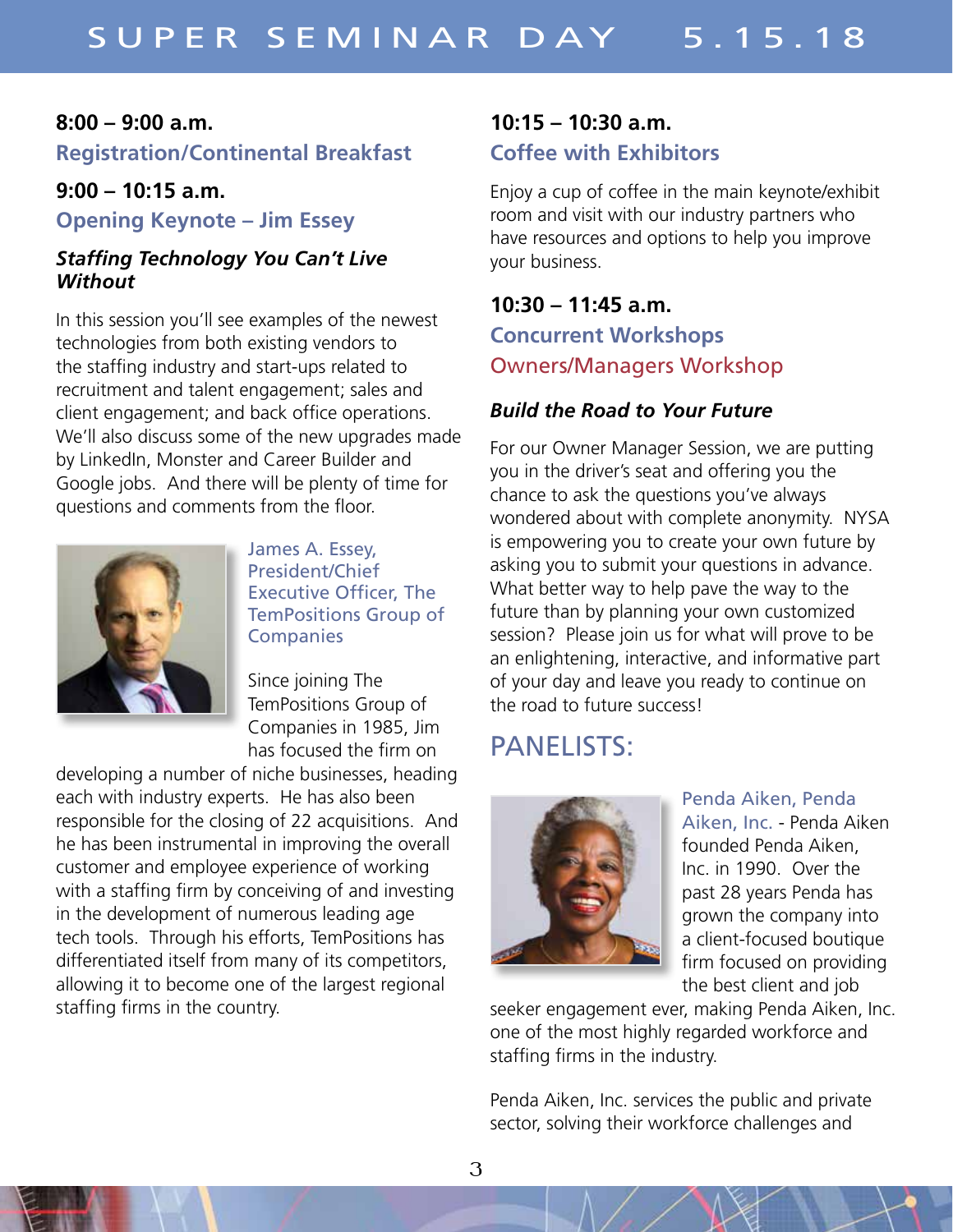### 8:00 – 9:00 a.m.

**Registration/Continental Breakfast**

### 9:00 – 10:15 a.m.

**Opening Keynote – Jim Essey**

***Staffing Technology You Can't Live Without***

In this session you'll see examples of the newest technologies from both existing vendors to the staffing industry and start-ups related to recruitment and talent engagement; sales and client engagement; and back office operations. We'll also discuss some of the new upgrades made by LinkedIn, Monster and Career Builder and Google jobs. And there will be plenty of time for questions and comments from the floor.

James A. Essey, President/Chief Executive Officer, The TemPositions Group of Companies

Since joining The TemPositions Group of Companies in 1985, Jim has focused the firm on developing a number of niche businesses, heading each with industry experts. He has also been responsible for the closing of 22 acquisitions. And he has been instrumental in improving the overall customer and employee experience of working with a staffing firm by conceiving of and investing in the development of numerous leading age tech tools. Through his efforts, TemPositions has differentiated itself from many of its competitors, allowing it to become one of the largest regional staffing firms in the country.

### 10:15 – 10:30 a.m.

**Coffee with Exhibitors**

Enjoy a cup of coffee in the main keynote/exhibit room and visit with our industry partners who have resources and options to help you improve your business.

### 10:30 – 11:45 a.m.

**Concurrent Workshops**

**Owners/Managers Workshop**

***Build the Road to Your Future***

For our Owner Manager Session, we are putting you in the driver's seat and offering you the chance to ask the questions you've always wondered about with complete anonymity. NYSA is empowering you to create your own future by asking you to submit your questions in advance. What better way to help pave the way to the future than by planning your own customized session? Please join us for what will prove to be an enlightening, interactive, and informative part of your day and leave you ready to continue on the road to future success!

## PANELISTS:

Penda Aiken, Penda Aiken, Inc. - Penda Aiken founded Penda Aiken, Inc. in 1990. Over the past 28 years Penda has grown the company into a client-focused boutique firm focused on providing the best client and job seeker engagement ever, making Penda Aiken, Inc. one of the most highly regarded workforce and staffing firms in the industry.

Penda Aiken, Inc. services the public and private sector, solving their workforce challenges and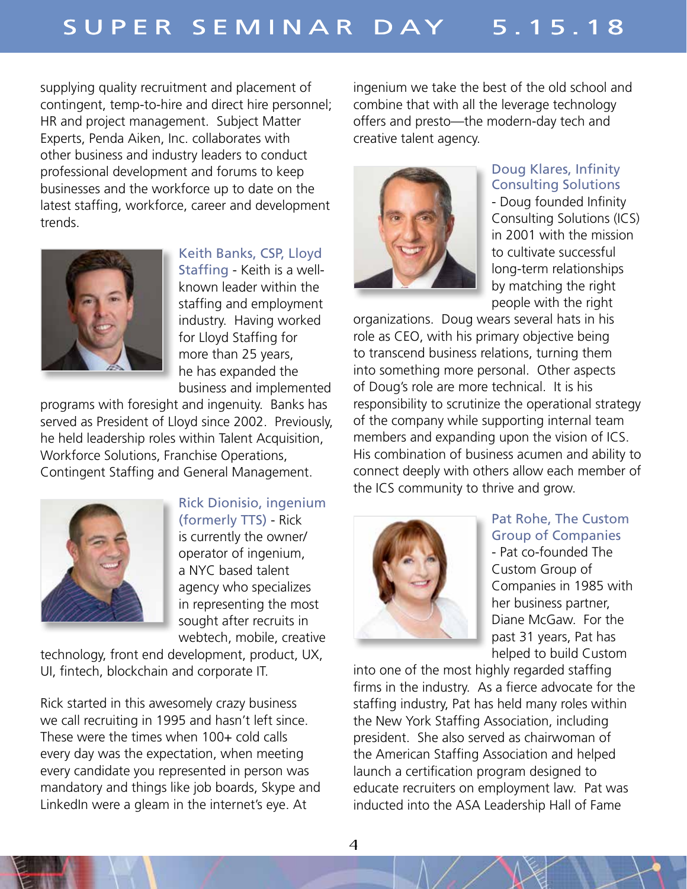supplying quality recruitment and placement of contingent, temp-to-hire and direct hire personnel; HR and project management. Subject Matter Experts, Penda Aiken, Inc. collaborates with other business and industry leaders to conduct professional development and forums to keep businesses and the workforce up to date on the latest staffing, workforce, career and development trends.

**Keith Banks, CSP, Lloyd Staffing** - Keith is a well-known leader within the staffing and employment industry. Having worked for Lloyd Staffing for more than 25 years, he has expanded the business and implemented programs with foresight and ingenuity. Banks has served as President of Lloyd since 2002. Previously, he held leadership roles within Talent Acquisition, Workforce Solutions, Franchise Operations, Contingent Staffing and General Management.

**Rick Dionisio, ingenium (formerly TTS)** - Rick is currently the owner/operator of ingenium, a NYC based talent agency who specializes in representing the most sought after recruits in webtech, mobile, creative technology, front end development, product, UX, UI, fintech, blockchain and corporate IT.

Rick started in this awesomely crazy business we call recruiting in 1995 and hasn't left since. These were the times when 100+ cold calls every day was the expectation, when meeting every candidate you represented in person was mandatory and things like job boards, Skype and LinkedIn were a gleam in the internet's eye. At ingenium we take the best of the old school and combine that with all the leverage technology offers and presto—the modern-day tech and creative talent agency.

**Doug Klares, Infinity Consulting Solutions** - Doug founded Infinity Consulting Solutions (ICS) in 2001 with the mission to cultivate successful long-term relationships by matching the right people with the right organizations. Doug wears several hats in his role as CEO, with his primary objective being to transcend business relations, turning them into something more personal. Other aspects of Doug's role are more technical. It is his responsibility to scrutinize the operational strategy of the company while supporting internal team members and expanding upon the vision of ICS. His combination of business acumen and ability to connect deeply with others allow each member of the ICS community to thrive and grow.

**Pat Rohe, The Custom Group of Companies** - Pat co-founded The Custom Group of Companies in 1985 with her business partner, Diane McGaw. For the past 31 years, Pat has helped to build Custom into one of the most highly regarded staffing firms in the industry. As a fierce advocate for the staffing industry, Pat has held many roles within the New York Staffing Association, including president. She also served as chairwoman of the American Staffing Association and helped launch a certification program designed to educate recruiters on employment law. Pat was inducted into the ASA Leadership Hall of Fame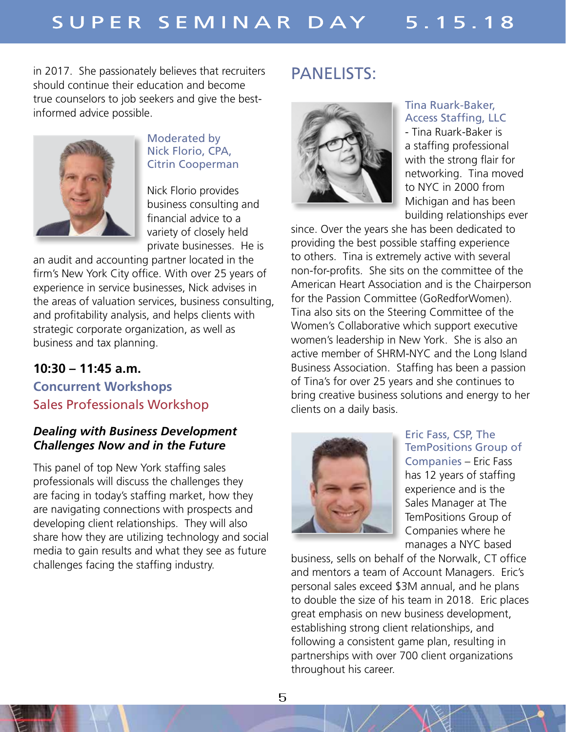in 2017. She passionately believes that recruiters should continue their education and become true counselors to job seekers and give the best-informed advice possible.

Moderated by
Nick Florio, CPA,
Citrin Cooperman

Nick Florio provides business consulting and financial advice to a variety of closely held private businesses. He is an audit and accounting partner located in the firm's New York City office. With over 25 years of experience in service businesses, Nick advises in the areas of valuation services, business consulting, and profitability analysis, and helps clients with strategic corporate organization, as well as business and tax planning.

**10:30 – 11:45 a.m.**

## Concurrent Workshops

### Sales Professionals Workshop

***Dealing with Business Development Challenges Now and in the Future***

This panel of top New York staffing sales professionals will discuss the challenges they are facing in today's staffing market, how they are navigating connections with prospects and developing client relationships. They will also share how they are utilizing technology and social media to gain results and what they see as future challenges facing the staffing industry.

## PANELISTS:

Tina Ruark-Baker, Access Staffing, LLC - Tina Ruark-Baker is a staffing professional with the strong flair for networking. Tina moved to NYC in 2000 from Michigan and has been building relationships ever since. Over the years she has been dedicated to providing the best possible staffing experience to others. Tina is extremely active with several non-for-profits. She sits on the committee of the American Heart Association and is the Chairperson for the Passion Committee (GoRedforWomen). Tina also sits on the Steering Committee of the Women's Collaborative which support executive women's leadership in New York. She is also an active member of SHRM-NYC and the Long Island Business Association. Staffing has been a passion of Tina's for over 25 years and she continues to bring creative business solutions and energy to her clients on a daily basis.

Eric Fass, CSP, The TemPositions Group of Companies – Eric Fass has 12 years of staffing experience and is the Sales Manager at The TemPositions Group of Companies where he manages a NYC based business, sells on behalf of the Norwalk, CT office and mentors a team of Account Managers. Eric's personal sales exceed $3M annual, and he plans to double the size of his team in 2018. Eric places great emphasis on new business development, establishing strong client relationships, and following a consistent game plan, resulting in partnerships with over 700 client organizations throughout his career.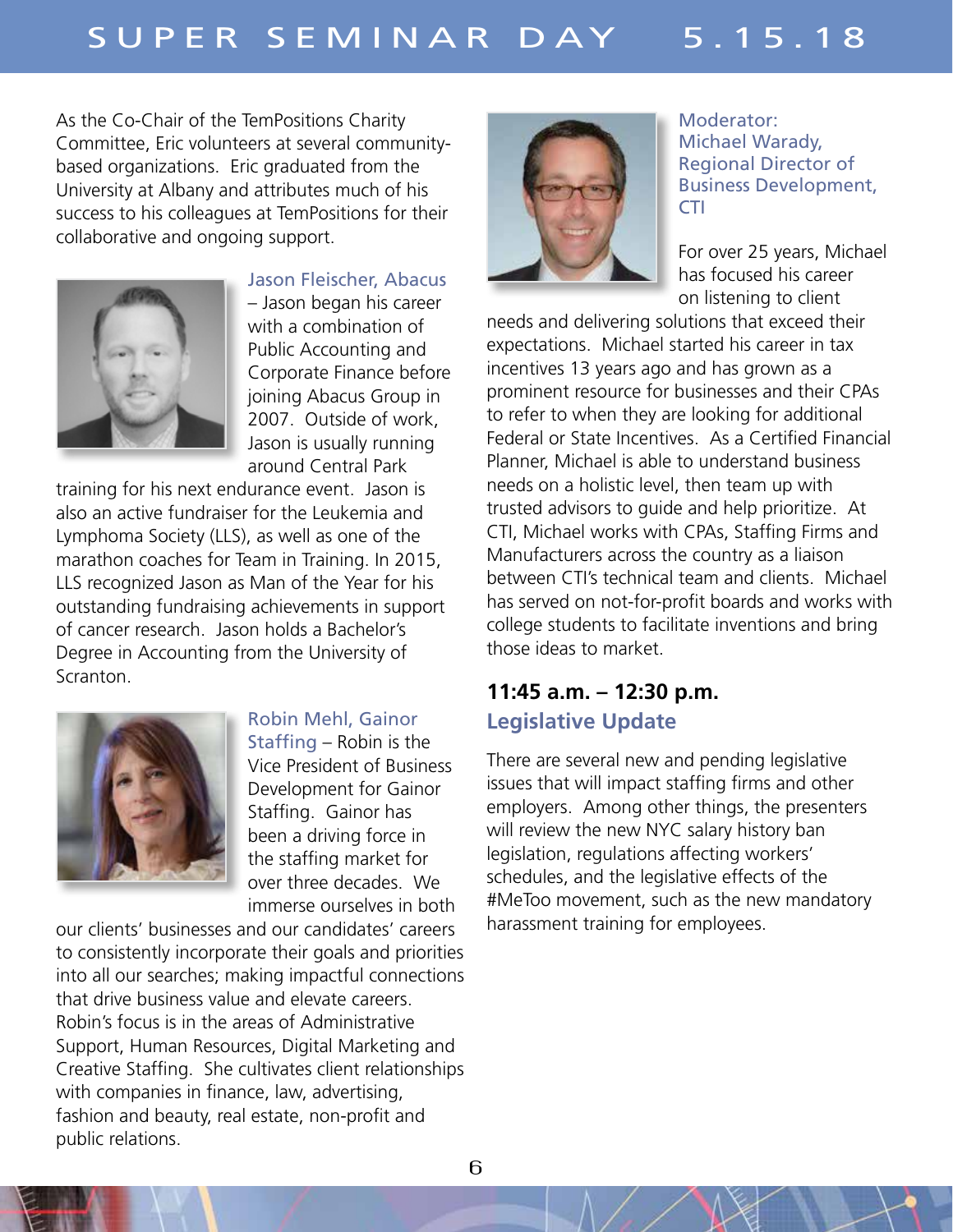As the Co-Chair of the TemPositions Charity Committee, Eric volunteers at several community-based organizations. Eric graduated from the University at Albany and attributes much of his success to his colleagues at TemPositions for their collaborative and ongoing support.

**Jason Fleischer, Abacus** – Jason began his career with a combination of Public Accounting and Corporate Finance before joining Abacus Group in 2007. Outside of work, Jason is usually running around Central Park training for his next endurance event. Jason is also an active fundraiser for the Leukemia and Lymphoma Society (LLS), as well as one of the marathon coaches for Team in Training. In 2015, LLS recognized Jason as Man of the Year for his outstanding fundraising achievements in support of cancer research. Jason holds a Bachelor's Degree in Accounting from the University of Scranton.

**Robin Mehl, Gainor Staffing** – Robin is the Vice President of Business Development for Gainor Staffing. Gainor has been a driving force in the staffing market for over three decades. We immerse ourselves in both our clients' businesses and our candidates' careers to consistently incorporate their goals and priorities into all our searches; making impactful connections that drive business value and elevate careers. Robin's focus is in the areas of Administrative Support, Human Resources, Digital Marketing and Creative Staffing. She cultivates client relationships with companies in finance, law, advertising, fashion and beauty, real estate, non-profit and public relations.

**Moderator: Michael Warady, Regional Director of Business Development, CTI**

For over 25 years, Michael has focused his career on listening to client needs and delivering solutions that exceed their expectations. Michael started his career in tax incentives 13 years ago and has grown as a prominent resource for businesses and their CPAs to refer to when they are looking for additional Federal or State Incentives. As a Certified Financial Planner, Michael is able to understand business needs on a holistic level, then team up with trusted advisors to guide and help prioritize. At CTI, Michael works with CPAs, Staffing Firms and Manufacturers across the country as a liaison between CTI's technical team and clients. Michael has served on not-for-profit boards and works with college students to facilitate inventions and bring those ideas to market.

## 11:45 a.m. – 12:30 p.m.
## Legislative Update

There are several new and pending legislative issues that will impact staffing firms and other employers. Among other things, the presenters will review the new NYC salary history ban legislation, regulations affecting workers' schedules, and the legislative effects of the #MeToo movement, such as the new mandatory harassment training for employees.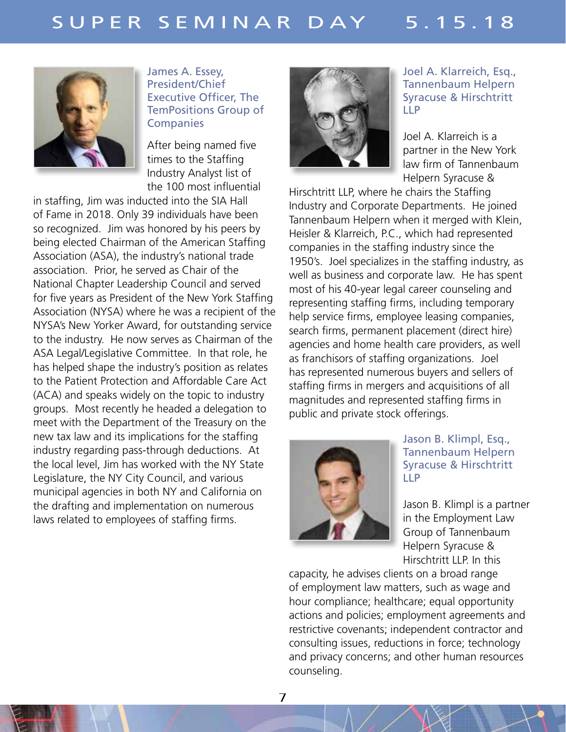### James A. Essey, President/Chief Executive Officer, The TemPositions Group of Companies

After being named five times to the Staffing Industry Analyst list of the 100 most influential in staffing, Jim was inducted into the SIA Hall of Fame in 2018. Only 39 individuals have been so recognized. Jim was honored by his peers by being elected Chairman of the American Staffing Association (ASA), the industry's national trade association. Prior, he served as Chair of the National Chapter Leadership Council and served for five years as President of the New York Staffing Association (NYSA) where he was a recipient of the NYSA's New Yorker Award, for outstanding service to the industry. He now serves as Chairman of the ASA Legal/Legislative Committee. In that role, he has helped shape the industry's position as relates to the Patient Protection and Affordable Care Act (ACA) and speaks widely on the topic to industry groups. Most recently he headed a delegation to meet with the Department of the Treasury on the new tax law and its implications for the staffing industry regarding pass-through deductions. At the local level, Jim has worked with the NY State Legislature, the NY City Council, and various municipal agencies in both NY and California on the drafting and implementation on numerous laws related to employees of staffing firms.

### Joel A. Klarreich, Esq., Tannenbaum Helpern Syracuse & Hirschtritt LLP

Joel A. Klarreich is a partner in the New York law firm of Tannenbaum Helpern Syracuse & Hirschtritt LLP, where he chairs the Staffing Industry and Corporate Departments. He joined Tannenbaum Helpern when it merged with Klein, Heisler & Klarreich, P.C., which had represented companies in the staffing industry since the 1950's. Joel specializes in the staffing industry, as well as business and corporate law. He has spent most of his 40-year legal career counseling and representing staffing firms, including temporary help service firms, employee leasing companies, search firms, permanent placement (direct hire) agencies and home health care providers, as well as franchisors of staffing organizations. Joel has represented numerous buyers and sellers of staffing firms in mergers and acquisitions of all magnitudes and represented staffing firms in public and private stock offerings.

### Jason B. Klimpl, Esq., Tannenbaum Helpern Syracuse & Hirschtritt LLP

Jason B. Klimpl is a partner in the Employment Law Group of Tannenbaum Helpern Syracuse & Hirschtritt LLP. In this capacity, he advises clients on a broad range of employment law matters, such as wage and hour compliance; healthcare; equal opportunity actions and policies; employment agreements and restrictive covenants; independent contractor and consulting issues, reductions in force; technology and privacy concerns; and other human resources counseling.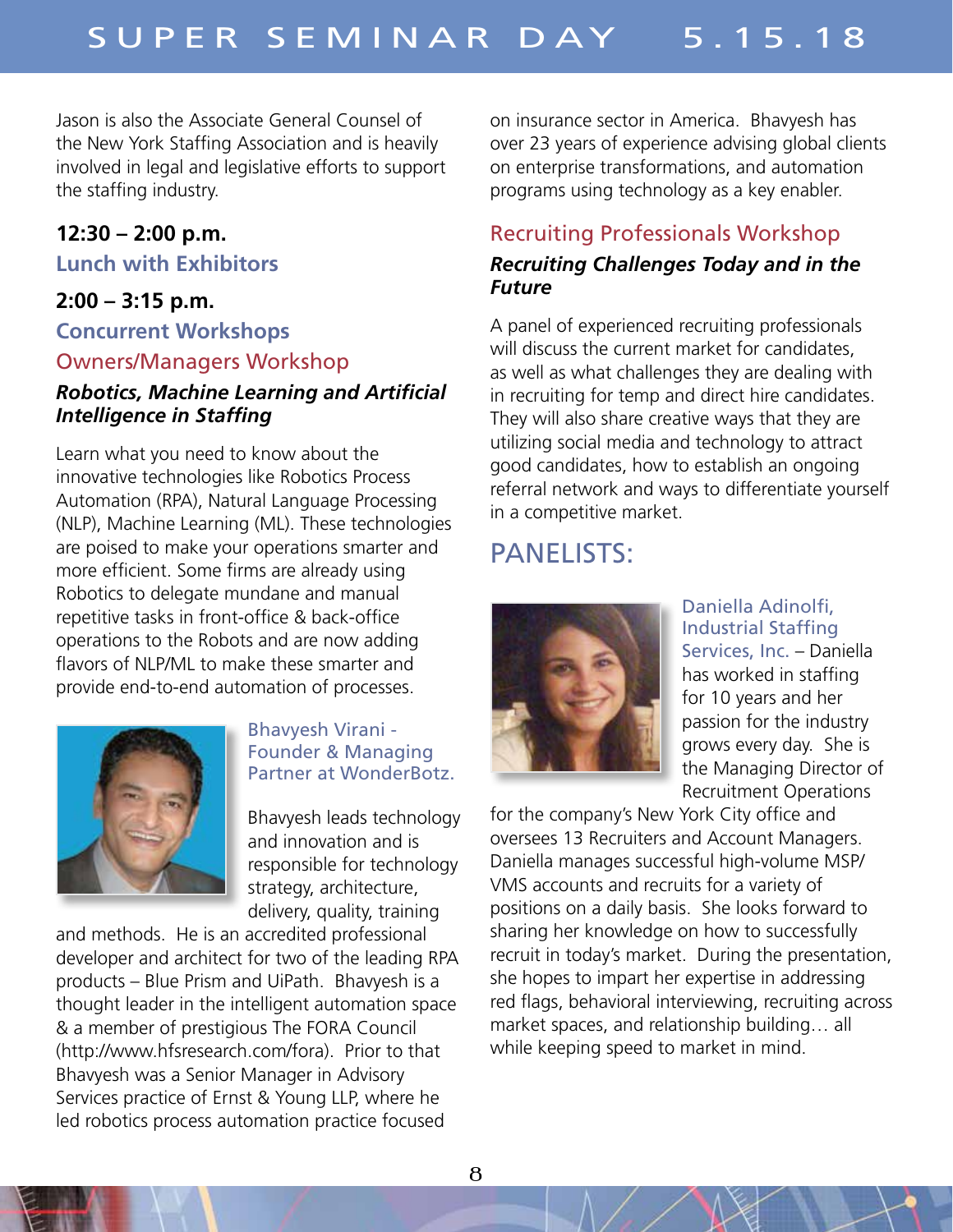Jason is also the Associate General Counsel of the New York Staffing Association and is heavily involved in legal and legislative efforts to support the staffing industry.

**12:30 – 2:00 p.m.**

### Lunch with Exhibitors

**2:00 – 3:15 p.m.**

### Concurrent Workshops

### Owners/Managers Workshop

***Robotics, Machine Learning and Artificial Intelligence in Staffing***

Learn what you need to know about the innovative technologies like Robotics Process Automation (RPA), Natural Language Processing (NLP), Machine Learning (ML). These technologies are poised to make your operations smarter and more efficient. Some firms are already using Robotics to delegate mundane and manual repetitive tasks in front-office & back-office operations to the Robots and are now adding flavors of NLP/ML to make these smarter and provide end-to-end automation of processes.

Bhavyesh Virani - Founder & Managing Partner at WonderBotz.

Bhavyesh leads technology and innovation and is responsible for technology strategy, architecture, delivery, quality, training and methods. He is an accredited professional developer and architect for two of the leading RPA products – Blue Prism and UiPath. Bhavyesh is a thought leader in the intelligent automation space & a member of prestigious The FORA Council (http://www.hfsresearch.com/fora). Prior to that Bhavyesh was a Senior Manager in Advisory Services practice of Ernst & Young LLP, where he led robotics process automation practice focused on insurance sector in America. Bhavyesh has over 23 years of experience advising global clients on enterprise transformations, and automation programs using technology as a key enabler.

### Recruiting Professionals Workshop

***Recruiting Challenges Today and in the Future***

A panel of experienced recruiting professionals will discuss the current market for candidates, as well as what challenges they are dealing with in recruiting for temp and direct hire candidates. They will also share creative ways that they are utilizing social media and technology to attract good candidates, how to establish an ongoing referral network and ways to differentiate yourself in a competitive market.

## PANELISTS:

Daniella Adinolfi, Industrial Staffing Services, Inc. – Daniella has worked in staffing for 10 years and her passion for the industry grows every day. She is the Managing Director of Recruitment Operations for the company's New York City office and oversees 13 Recruiters and Account Managers. Daniella manages successful high-volume MSP/VMS accounts and recruits for a variety of positions on a daily basis. She looks forward to sharing her knowledge on how to successfully recruit in today's market. During the presentation, she hopes to impart her expertise in addressing red flags, behavioral interviewing, recruiting across market spaces, and relationship building… all while keeping speed to market in mind.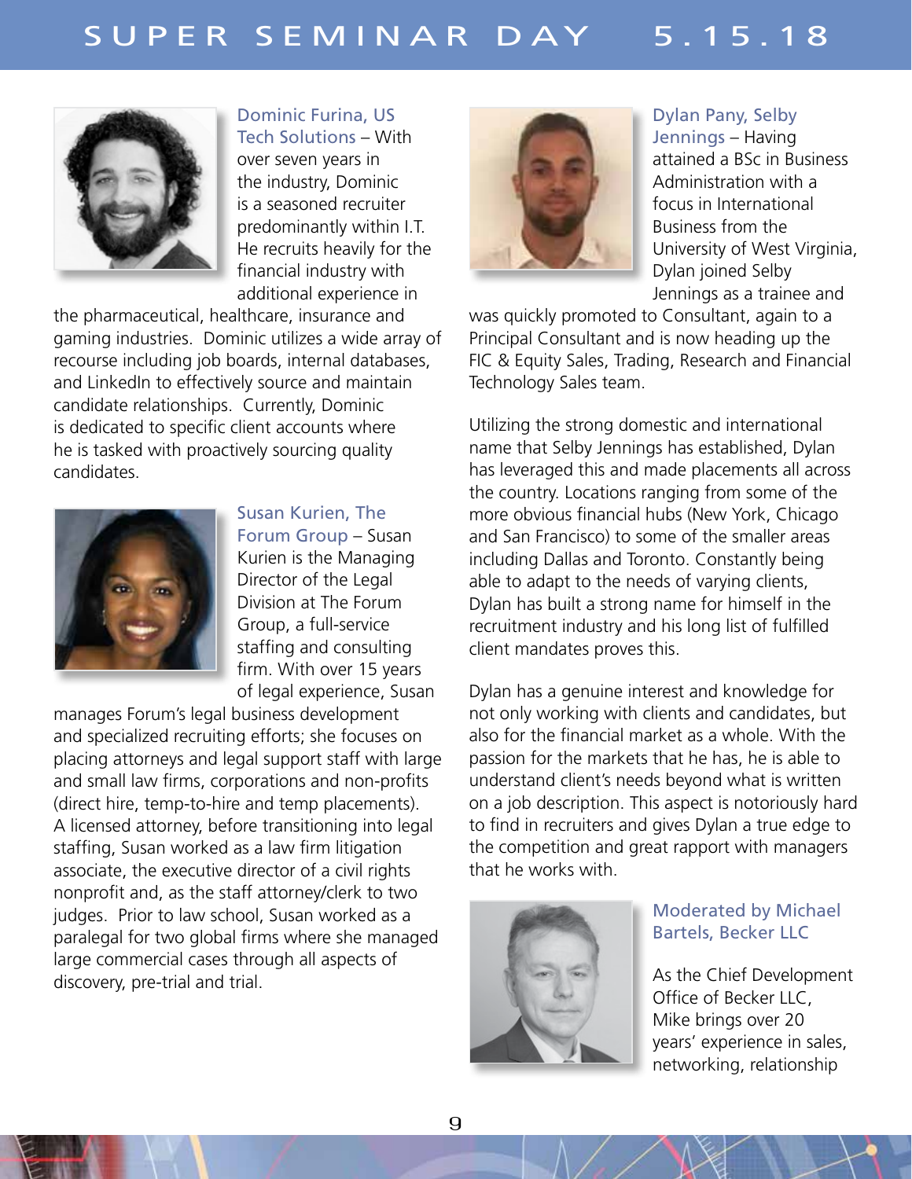**Dominic Furina, US Tech Solutions** – With over seven years in the industry, Dominic is a seasoned recruiter predominantly within I.T. He recruits heavily for the financial industry with additional experience in the pharmaceutical, healthcare, insurance and gaming industries. Dominic utilizes a wide array of recourse including job boards, internal databases, and LinkedIn to effectively source and maintain candidate relationships. Currently, Dominic is dedicated to specific client accounts where he is tasked with proactively sourcing quality candidates.

**Susan Kurien, The Forum Group** – Susan Kurien is the Managing Director of the Legal Division at The Forum Group, a full-service staffing and consulting firm. With over 15 years of legal experience, Susan manages Forum's legal business development and specialized recruiting efforts; she focuses on placing attorneys and legal support staff with large and small law firms, corporations and non-profits (direct hire, temp-to-hire and temp placements). A licensed attorney, before transitioning into legal staffing, Susan worked as a law firm litigation associate, the executive director of a civil rights nonprofit and, as the staff attorney/clerk to two judges. Prior to law school, Susan worked as a paralegal for two global firms where she managed large commercial cases through all aspects of discovery, pre-trial and trial.

**Dylan Pany, Selby Jennings** – Having attained a BSc in Business Administration with a focus in International Business from the University of West Virginia, Dylan joined Selby Jennings as a trainee and was quickly promoted to Consultant, again to a Principal Consultant and is now heading up the FIC & Equity Sales, Trading, Research and Financial Technology Sales team.

Utilizing the strong domestic and international name that Selby Jennings has established, Dylan has leveraged this and made placements all across the country. Locations ranging from some of the more obvious financial hubs (New York, Chicago and San Francisco) to some of the smaller areas including Dallas and Toronto. Constantly being able to adapt to the needs of varying clients, Dylan has built a strong name for himself in the recruitment industry and his long list of fulfilled client mandates proves this.

Dylan has a genuine interest and knowledge for not only working with clients and candidates, but also for the financial market as a whole. With the passion for the markets that he has, he is able to understand client's needs beyond what is written on a job description. This aspect is notoriously hard to find in recruiters and gives Dylan a true edge to the competition and great rapport with managers that he works with.

**Moderated by Michael Bartels, Becker LLC**

As the Chief Development Office of Becker LLC, Mike brings over 20 years' experience in sales, networking, relationship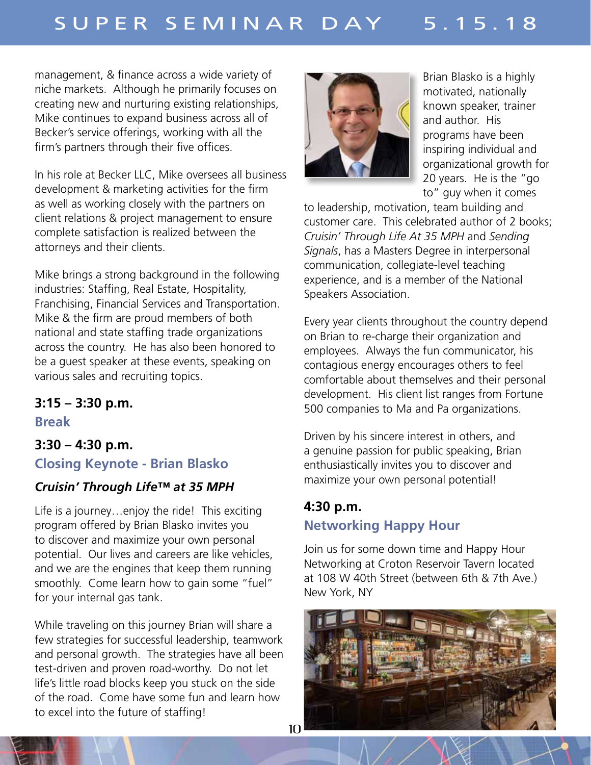management, & finance across a wide variety of niche markets. Although he primarily focuses on creating new and nurturing existing relationships, Mike continues to expand business across all of Becker's service offerings, working with all the firm's partners through their five offices.

In his role at Becker LLC, Mike oversees all business development & marketing activities for the firm as well as working closely with the partners on client relations & project management to ensure complete satisfaction is realized between the attorneys and their clients.

Mike brings a strong background in the following industries: Staffing, Real Estate, Hospitality, Franchising, Financial Services and Transportation. Mike & the firm are proud members of both national and state staffing trade organizations across the country. He has also been honored to be a guest speaker at these events, speaking on various sales and recruiting topics.

**3:15 – 3:30 p.m.**

### Break

**3:30 – 4:30 p.m.**

### Closing Keynote - Brian Blasko

***Cruisin' Through Life™ at 35 MPH***

Life is a journey…enjoy the ride! This exciting program offered by Brian Blasko invites you to discover and maximize your own personal potential. Our lives and careers are like vehicles, and we are the engines that keep them running smoothly. Come learn how to gain some "fuel" for your internal gas tank.

While traveling on this journey Brian will share a few strategies for successful leadership, teamwork and personal growth. The strategies have all been test-driven and proven road-worthy. Do not let life's little road blocks keep you stuck on the side of the road. Come have some fun and learn how to excel into the future of staffing!

Brian Blasko is a highly motivated, nationally known speaker, trainer and author. His programs have been inspiring individual and organizational growth for 20 years. He is the "go to" guy when it comes to leadership, motivation, team building and customer care. This celebrated author of 2 books; *Cruisin' Through Life At 35 MPH* and *Sending Signals*, has a Masters Degree in interpersonal communication, collegiate-level teaching experience, and is a member of the National Speakers Association.

Every year clients throughout the country depend on Brian to re-charge their organization and employees. Always the fun communicator, his contagious energy encourages others to feel comfortable about themselves and their personal development. His client list ranges from Fortune 500 companies to Ma and Pa organizations.

Driven by his sincere interest in others, and a genuine passion for public speaking, Brian enthusiastically invites you to discover and maximize your own personal potential!

**4:30 p.m.**

### Networking Happy Hour

Join us for some down time and Happy Hour Networking at Croton Reservoir Tavern located at 108 W 40th Street (between 6th & 7th Ave.) New York, NY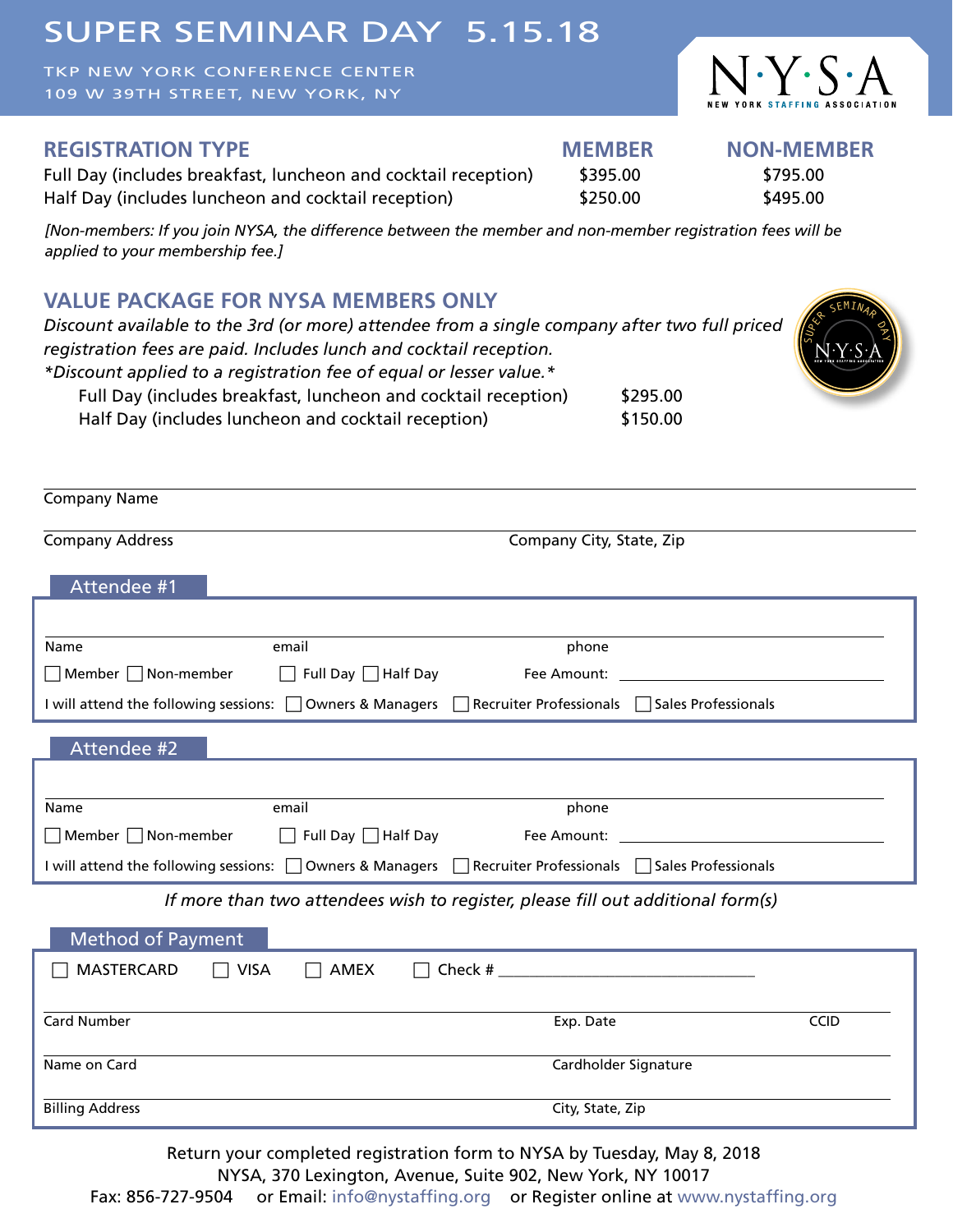# SUPER SEMINAR DAY 5.15.18

TKP NEW YORK CONFERENCE CENTER
109 W 39TH STREET, NEW YORK, NY

N·Y·S·A
NEW YORK STAFFING ASSOCIATION

| REGISTRATION TYPE | MEMBER | NON-MEMBER |
|---|---|---|
| Full Day (includes breakfast, luncheon and cocktail reception) | $395.00 | $795.00 |
| Half Day (includes luncheon and cocktail reception) | $250.00 | $495.00 |

*[Non-members: If you join NYSA, the difference between the member and non-member registration fees will be applied to your membership fee.]*

## VALUE PACKAGE FOR NYSA MEMBERS ONLY

*Discount available to the 3rd (or more) attendee from a single company after two full priced registration fees are paid. Includes lunch and cocktail reception.*
**Discount applied to a registration fee of equal or lesser value.**

| | |
|---|---|
| Full Day (includes breakfast, luncheon and cocktail reception) | $295.00 |
| Half Day (includes luncheon and cocktail reception) | $150.00 |

Company Name

Company Address  Company City, State, Zip

### Attendee #1

Name  email  phone

☐ Member ☐ Non-member  ☐ Full Day ☐ Half Day  Fee Amount: ______________

I will attend the following sessions: ☐ Owners & Managers ☐ Recruiter Professionals ☐ Sales Professionals

### Attendee #2

Name  email  phone

☐ Member ☐ Non-member  ☐ Full Day ☐ Half Day  Fee Amount: ______________

I will attend the following sessions: ☐ Owners & Managers ☐ Recruiter Professionals ☐ Sales Professionals

*If more than two attendees wish to register, please fill out additional form(s)*

### Method of Payment

☐ MASTERCARD ☐ VISA ☐ AMEX ☐ Check # ______________

Card Number  Exp. Date  CCID

Name on Card  Cardholder Signature

Billing Address  City, State, Zip

Return your completed registration form to NYSA by Tuesday, May 8, 2018
NYSA, 370 Lexington, Avenue, Suite 902, New York, NY 10017
Fax: 856-727-9504 or Email: info@nystaffing.org or Register online at www.nystaffing.org